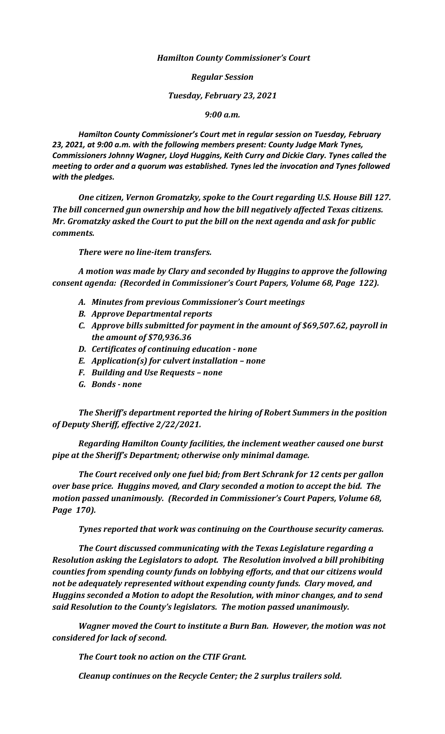***Hamilton County Commissioner's Court***

***Regular Session***

***Tuesday, February 23, 2021***

***9:00 a.m.***

***Hamilton County Commissioner's Court met in regular session on Tuesday, February 23, 2021, at 9:00 a.m. with the following members present: County Judge Mark Tynes, Commissioners Johnny Wagner, Lloyd Huggins, Keith Curry and Dickie Clary. Tynes called the meeting to order and a quorum was established. Tynes led the invocation and Tynes followed with the pledges.***

***One citizen, Vernon Gromatzky, spoke to the Court regarding U.S. House Bill 127. The bill concerned gun ownership and how the bill negatively affected Texas citizens. Mr. Gromatzky asked the Court to put the bill on the next agenda and ask for public comments.***

***There were no line-item transfers.***

***A motion was made by Clary and seconded by Huggins to approve the following consent agenda: (Recorded in Commissioner's Court Papers, Volume 68, Page 122).***

A. ***Minutes from previous Commissioner's Court meetings***
B. ***Approve Departmental reports***
C. ***Approve bills submitted for payment in the amount of $69,507.62, payroll in the amount of $70,936.36***
D. ***Certificates of continuing education - none***
E. ***Application(s) for culvert installation – none***
F. ***Building and Use Requests – none***
G. ***Bonds - none***

***The Sheriff's department reported the hiring of Robert Summers in the position of Deputy Sheriff, effective 2/22/2021.***

***Regarding Hamilton County facilities, the inclement weather caused one burst pipe at the Sheriff's Department; otherwise only minimal damage.***

***The Court received only one fuel bid; from Bert Schrank for 12 cents per gallon over base price. Huggins moved, and Clary seconded a motion to accept the bid. The motion passed unanimously. (Recorded in Commissioner's Court Papers, Volume 68, Page 170).***

***Tynes reported that work was continuing on the Courthouse security cameras.***

***The Court discussed communicating with the Texas Legislature regarding a Resolution asking the Legislators to adopt. The Resolution involved a bill prohibiting counties from spending county funds on lobbying efforts, and that our citizens would not be adequately represented without expending county funds. Clary moved, and Huggins seconded a Motion to adopt the Resolution, with minor changes, and to send said Resolution to the County's legislators. The motion passed unanimously.***

***Wagner moved the Court to institute a Burn Ban. However, the motion was not considered for lack of second.***

***The Court took no action on the CTIF Grant.***

***Cleanup continues on the Recycle Center; the 2 surplus trailers sold.***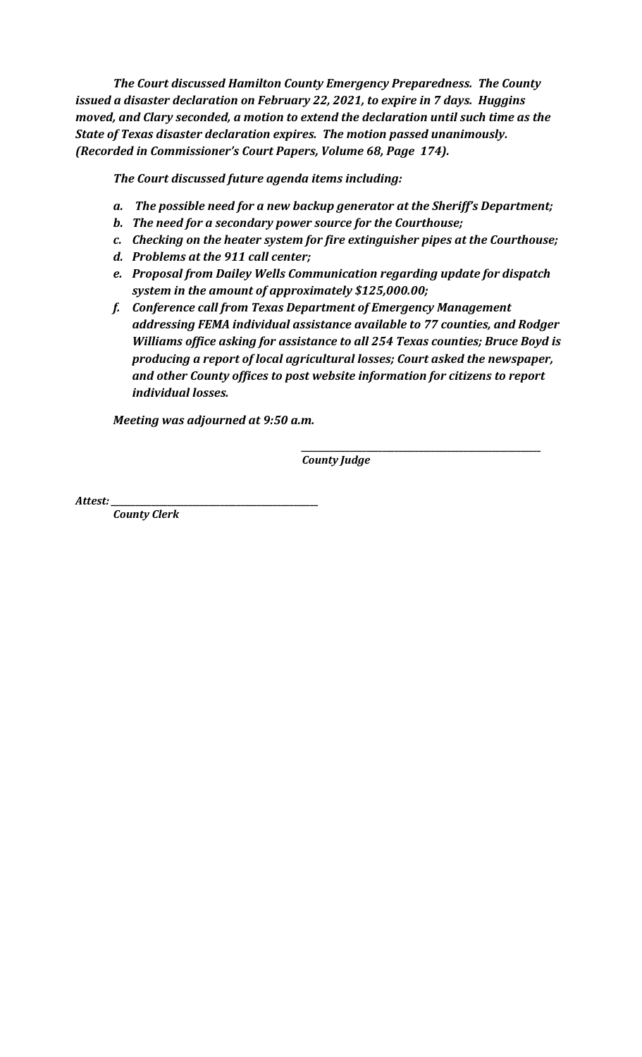*The Court discussed Hamilton County Emergency Preparedness. The County issued a disaster declaration on February 22, 2021, to expire in 7 days. Huggins moved, and Clary seconded, a motion to extend the declaration until such time as the State of Texas disaster declaration expires. The motion passed unanimously. (Recorded in Commissioner's Court Papers, Volume 68, Page 174).*

*The Court discussed future agenda items including:*

- *a. The possible need for a new backup generator at the Sheriff's Department;*
- *b. The need for a secondary power source for the Courthouse;*
- *c. Checking on the heater system for fire extinguisher pipes at the Courthouse;*
- *d. Problems at the 911 call center;*
- *e. Proposal from Dailey Wells Communication regarding update for dispatch system in the amount of approximately $125,000.00;*
- *f. Conference call from Texas Department of Emergency Management addressing FEMA individual assistance available to 77 counties, and Rodger Williams office asking for assistance to all 254 Texas counties; Bruce Boyd is producing a report of local agricultural losses; Court asked the newspaper, and other County offices to post website information for citizens to report individual losses.*

*Meeting was adjourned at 9:50 a.m.*

_______________________________
*County Judge*

*Attest:* _______________________________
*County Clerk*